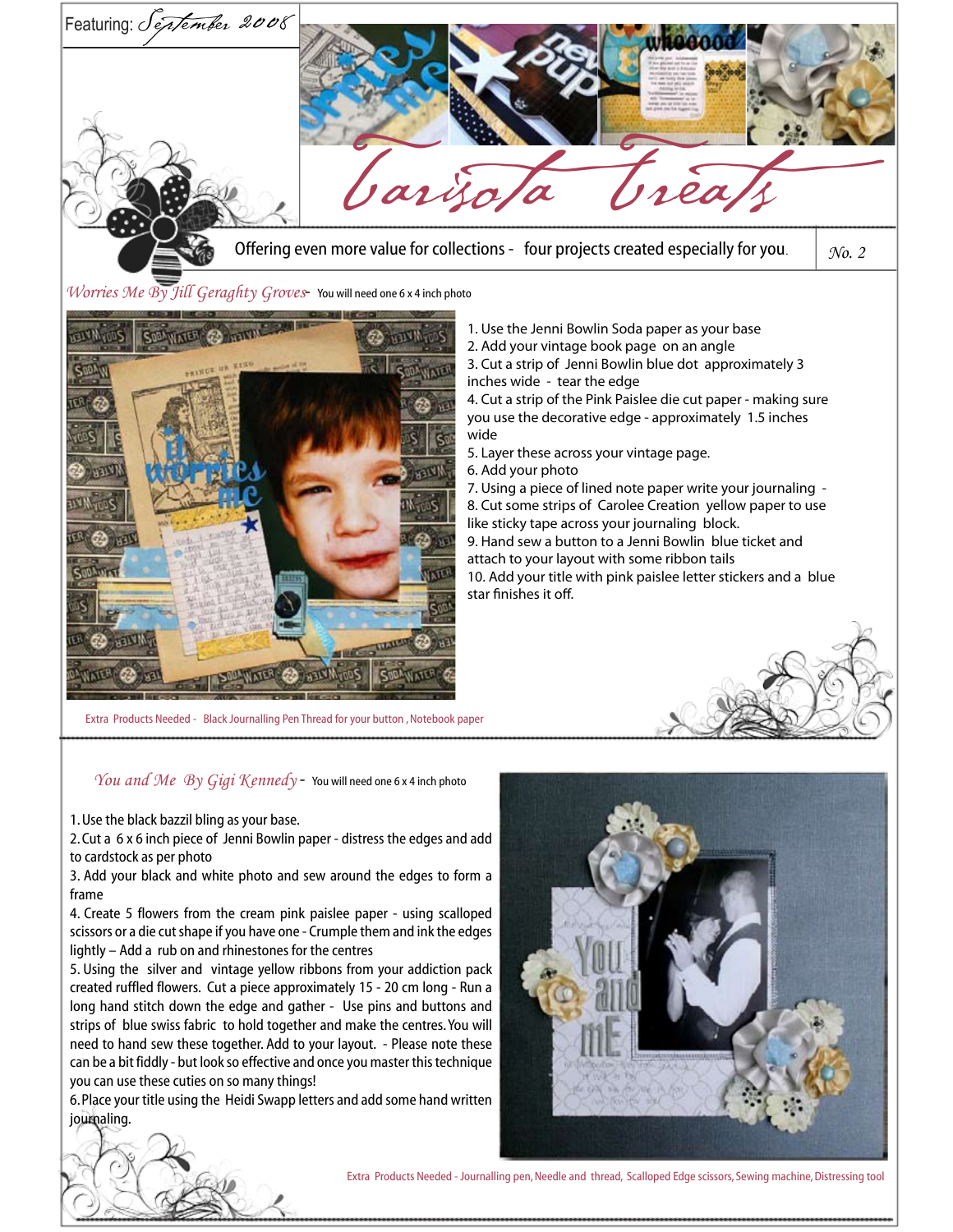Featuring: *September 2008*

# Carisota Treats

Offering even more value for collections - four projects created especially for you.

*No. 2*

## *Worries Me By Jill Geraghty Groves* - You will need one 6 x 4 inch photo

1. Use the Jenni Bowlin Soda paper as your base
2. Add your vintage book page on an angle
3. Cut a strip of Jenni Bowlin blue dot approximately 3 inches wide - tear the edge
4. Cut a strip of the Pink Paislee die cut paper - making sure you use the decorative edge - approximately 1.5 inches wide
5. Layer these across your vintage page.
6. Add your photo
7. Using a piece of lined note paper write your journaling -
8. Cut some strips of Carolee Creation yellow paper to use like sticky tape across your journaling block.
9. Hand sew a button to a Jenni Bowlin blue ticket and attach to your layout with some ribbon tails
10. Add your title with pink paislee letter stickers and a blue star finishes it off.

Extra Products Needed - Black Journalling Pen Thread for your button , Notebook paper

## *You and Me By Gigi Kennedy* - You will need one 6 x 4 inch photo

1. Use the black bazzil bling as your base.
2. Cut a 6 x 6 inch piece of Jenni Bowlin paper - distress the edges and add to cardstock as per photo
3. Add your black and white photo and sew around the edges to form a frame
4. Create 5 flowers from the cream pink paislee paper - using scalloped scissors or a die cut shape if you have one - Crumple them and ink the edges lightly – Add a rub on and rhinestones for the centres
5. Using the silver and vintage yellow ribbons from your addiction pack created ruffled flowers. Cut a piece approximately 15 - 20 cm long - Run a long hand stitch down the edge and gather - Use pins and buttons and strips of blue swiss fabric to hold together and make the centres. You will need to hand sew these together. Add to your layout. - Please note these can be a bit fiddly - but look so effective and once you master this technique you can use these cuties on so many things!
6. Place your title using the Heidi Swapp letters and add some hand written journaling.

Extra Products Needed - Journalling pen, Needle and thread, Scalloped Edge scissors, Sewing machine, Distressing tool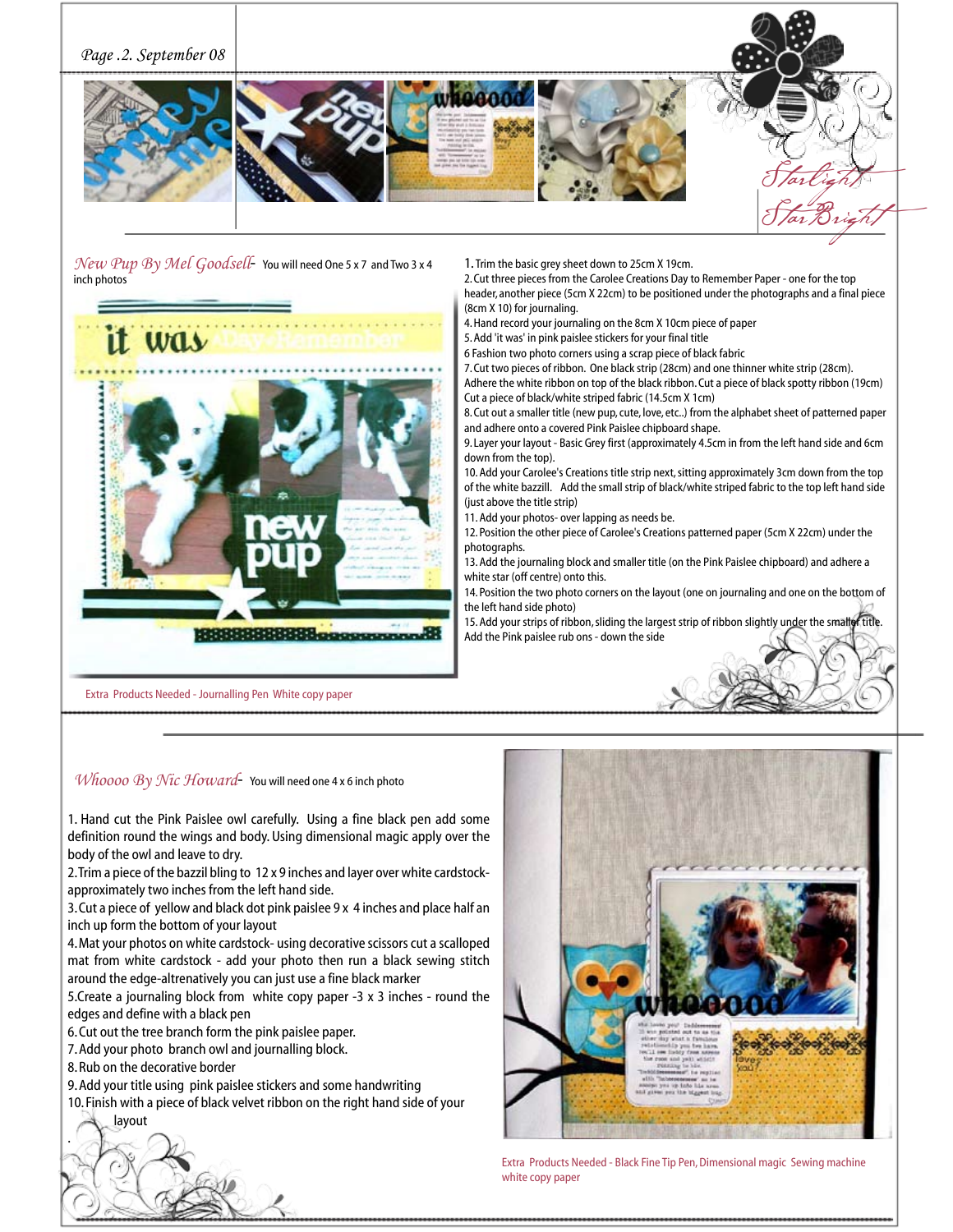Page .2. September 08

Starlight Star Bright

## New Pup By Mel Goodsell- You will need One 5 x 7 and Two 3 x 4 inch photos

1. Trim the basic grey sheet down to 25cm X 19cm.
2. Cut three pieces from the Carolee Creations Day to Remember Paper - one for the top header, another piece (5cm X 22cm) to be positioned under the photographs and a final piece (8cm X 10) for journaling.
4. Hand record your journaling on the 8cm X 10cm piece of paper
5. Add 'it was' in pink paislee stickers for your final title
6 Fashion two photo corners using a scrap piece of black fabric
7. Cut two pieces of ribbon. One black strip (28cm) and one thinner white strip (28cm). Adhere the white ribbon on top of the black ribbon. Cut a piece of black spotty ribbon (19cm) Cut a piece of black/white striped fabric (14.5cm X 1cm)
8. Cut out a smaller title (new pup, cute, love, etc..) from the alphabet sheet of patterned paper and adhere onto a covered Pink Paislee chipboard shape.
9. Layer your layout - Basic Grey first (approximately 4.5cm in from the left hand side and 6cm down from the top).
10. Add your Carolee's Creations title strip next, sitting approximately 3cm down from the top of the white bazzill. Add the small strip of black/white striped fabric to the top left hand side (just above the title strip)
11. Add your photos- over lapping as needs be.
12. Position the other piece of Carolee's Creations patterned paper (5cm X 22cm) under the photographs.
13. Add the journaling block and smaller title (on the Pink Paislee chipboard) and adhere a white star (off centre) onto this.
14. Position the two photo corners on the layout (one on journaling and one on the bottom of the left hand side photo)
15. Add your strips of ribbon, sliding the largest strip of ribbon slightly under the smaller title. Add the Pink paislee rub ons - down the side

Extra Products Needed - Journalling Pen White copy paper

## Whoooo By Nic Howard- You will need one 4 x 6 inch photo

1. Hand cut the Pink Paislee owl carefully. Using a fine black pen add some definition round the wings and body. Using dimensional magic apply over the body of the owl and leave to dry.
2. Trim a piece of the bazzil bling to 12 x 9 inches and layer over white cardstock- approximately two inches from the left hand side.
3. Cut a piece of yellow and black dot pink paislee 9 x 4 inches and place half an inch up form the bottom of your layout
4. Mat your photos on white cardstock- using decorative scissors cut a scalloped mat from white cardstock - add your photo then run a black sewing stitch around the edge-altrenatively you can just use a fine black marker
5. Create a journaling block from white copy paper -3 x 3 inches - round the edges and define with a black pen
6. Cut out the tree branch form the pink paislee paper.
7. Add your photo branch owl and journalling block.
8. Rub on the decorative border
9. Add your title using pink paislee stickers and some handwriting
10. Finish with a piece of black velvet ribbon on the right hand side of your layout

Extra Products Needed - Black Fine Tip Pen, Dimensional magic Sewing machine white copy paper